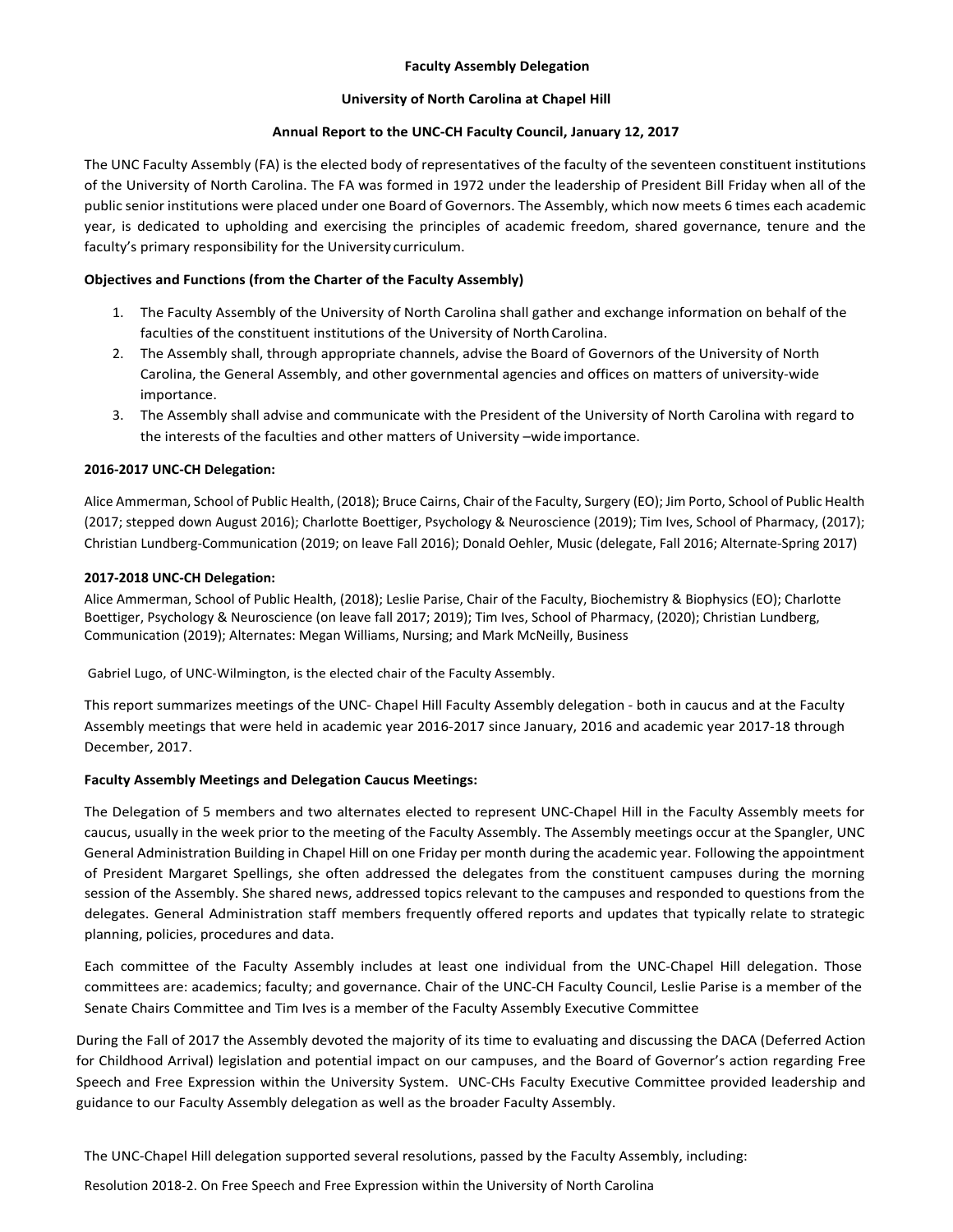**Faculty Assembly Delegation**

**University of North Carolina at Chapel Hill**

**Annual Report to the UNC-CH Faculty Council, January 12, 2017**

The UNC Faculty Assembly (FA) is the elected body of representatives of the faculty of the seventeen constituent institutions of the University of North Carolina. The FA was formed in 1972 under the leadership of President Bill Friday when all of the public senior institutions were placed under one Board of Governors. The Assembly, which now meets 6 times each academic year, is dedicated to upholding and exercising the principles of academic freedom, shared governance, tenure and the faculty's primary responsibility for the University curriculum.

**Objectives and Functions (from the Charter of the Faculty Assembly)**

1. The Faculty Assembly of the University of North Carolina shall gather and exchange information on behalf of the faculties of the constituent institutions of the University of North Carolina.
2. The Assembly shall, through appropriate channels, advise the Board of Governors of the University of North Carolina, the General Assembly, and other governmental agencies and offices on matters of university-wide importance.
3. The Assembly shall advise and communicate with the President of the University of North Carolina with regard to the interests of the faculties and other matters of University –wide importance.

**2016-2017 UNC-CH Delegation:**

Alice Ammerman, School of Public Health, (2018); Bruce Cairns, Chair of the Faculty, Surgery (EO); Jim Porto, School of Public Health (2017; stepped down August 2016); Charlotte Boettiger, Psychology & Neuroscience (2019); Tim Ives, School of Pharmacy, (2017); Christian Lundberg-Communication (2019; on leave Fall 2016); Donald Oehler, Music (delegate, Fall 2016; Alternate-Spring 2017)

**2017-2018 UNC-CH Delegation:**

Alice Ammerman, School of Public Health, (2018); Leslie Parise, Chair of the Faculty, Biochemistry & Biophysics (EO); Charlotte Boettiger, Psychology & Neuroscience (on leave fall 2017; 2019); Tim Ives, School of Pharmacy, (2020); Christian Lundberg, Communication (2019); Alternates: Megan Williams, Nursing; and Mark McNeilly, Business

Gabriel Lugo, of UNC-Wilmington, is the elected chair of the Faculty Assembly.

This report summarizes meetings of the UNC- Chapel Hill Faculty Assembly delegation - both in caucus and at the Faculty Assembly meetings that were held in academic year 2016-2017 since January, 2016 and academic year 2017-18 through December, 2017.

**Faculty Assembly Meetings and Delegation Caucus Meetings:**

The Delegation of 5 members and two alternates elected to represent UNC-Chapel Hill in the Faculty Assembly meets for caucus, usually in the week prior to the meeting of the Faculty Assembly. The Assembly meetings occur at the Spangler, UNC General Administration Building in Chapel Hill on one Friday per month during the academic year. Following the appointment of President Margaret Spellings, she often addressed the delegates from the constituent campuses during the morning session of the Assembly. She shared news, addressed topics relevant to the campuses and responded to questions from the delegates. General Administration staff members frequently offered reports and updates that typically relate to strategic planning, policies, procedures and data.

Each committee of the Faculty Assembly includes at least one individual from the UNC-Chapel Hill delegation. Those committees are: academics; faculty; and governance. Chair of the UNC-CH Faculty Council, Leslie Parise is a member of the Senate Chairs Committee and Tim Ives is a member of the Faculty Assembly Executive Committee

During the Fall of 2017 the Assembly devoted the majority of its time to evaluating and discussing the DACA (Deferred Action for Childhood Arrival) legislation and potential impact on our campuses, and the Board of Governor's action regarding Free Speech and Free Expression within the University System. UNC-CHs Faculty Executive Committee provided leadership and guidance to our Faculty Assembly delegation as well as the broader Faculty Assembly.

The UNC-Chapel Hill delegation supported several resolutions, passed by the Faculty Assembly, including:

Resolution 2018-2. On Free Speech and Free Expression within the University of North Carolina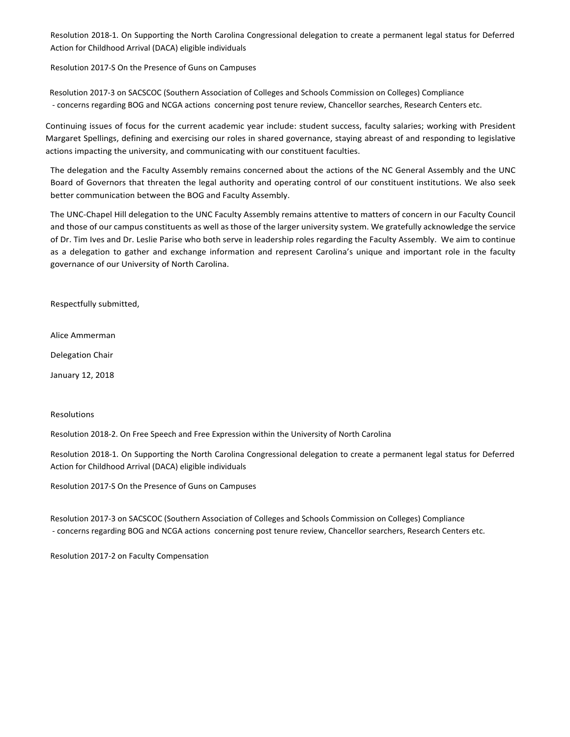Resolution 2018-1. On Supporting the North Carolina Congressional delegation to create a permanent legal status for Deferred Action for Childhood Arrival (DACA) eligible individuals

Resolution 2017-S On the Presence of Guns on Campuses

Resolution 2017-3 on SACSCOC (Southern Association of Colleges and Schools Commission on Colleges) Compliance
- concerns regarding BOG and NCGA actions concerning post tenure review, Chancellor searches, Research Centers etc.

Continuing issues of focus for the current academic year include: student success, faculty salaries; working with President Margaret Spellings, defining and exercising our roles in shared governance, staying abreast of and responding to legislative actions impacting the university, and communicating with our constituent faculties.

The delegation and the Faculty Assembly remains concerned about the actions of the NC General Assembly and the UNC Board of Governors that threaten the legal authority and operating control of our constituent institutions. We also seek better communication between the BOG and Faculty Assembly.

The UNC-Chapel Hill delegation to the UNC Faculty Assembly remains attentive to matters of concern in our Faculty Council and those of our campus constituents as well as those of the larger university system. We gratefully acknowledge the service of Dr. Tim Ives and Dr. Leslie Parise who both serve in leadership roles regarding the Faculty Assembly. We aim to continue as a delegation to gather and exchange information and represent Carolina's unique and important role in the faculty governance of our University of North Carolina.

Respectfully submitted,

Alice Ammerman

Delegation Chair

January 12, 2018

Resolutions

Resolution 2018-2. On Free Speech and Free Expression within the University of North Carolina

Resolution 2018-1. On Supporting the North Carolina Congressional delegation to create a permanent legal status for Deferred Action for Childhood Arrival (DACA) eligible individuals

Resolution 2017-S On the Presence of Guns on Campuses

Resolution 2017-3 on SACSCOC (Southern Association of Colleges and Schools Commission on Colleges) Compliance
- concerns regarding BOG and NCGA actions concerning post tenure review, Chancellor searchers, Research Centers etc.

Resolution 2017-2 on Faculty Compensation